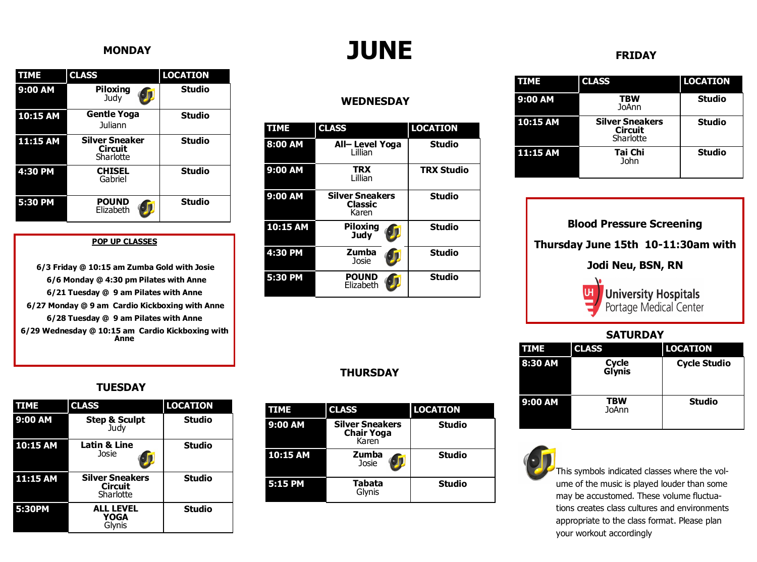# JUNE

## MONDAY

| TIME | CLASS | LOCATION |
|---|---|---|
| 9:00 AM | **Piloxing** Judy | **Studio** |
| 10:15 AM | **Gentle Yoga** Juliann | **Studio** |
| 11:15 AM | **Silver Sneaker Circuit** Sharlotte | **Studio** |
| 4:30 PM | **CHISEL** Gabriel | **Studio** |
| 5:30 PM | **POUND** Elizabeth | **Studio** |

**POP UP CLASSES**

**6/3 Friday @ 10:15 am Zumba Gold with Josie**
**6/6 Monday @ 4:30 pm Pilates with Anne**
**6/21 Tuesday @ 9 am Pilates with Anne**
**6/27 Monday @ 9 am Cardio Kickboxing with Anne**
**6/28 Tuesday @ 9 am Pilates with Anne**
**6/29 Wednesday @ 10:15 am Cardio Kickboxing with Anne**

## TUESDAY

| TIME | CLASS | LOCATION |
|---|---|---|
| 9:00 AM | **Step & Sculpt** Judy | **Studio** |
| 10:15 AM | **Latin & Line** Josie | **Studio** |
| 11:15 AM | **Silver Sneakers Circuit** Sharlotte | **Studio** |
| 5:30PM | **ALL LEVEL YOGA** Glynis | **Studio** |

## WEDNESDAY

| TIME | CLASS | LOCATION |
|---|---|---|
| 8:00 AM | **All– Level Yoga** Lillian | **Studio** |
| 9:00 AM | **TRX** Lillian | **TRX Studio** |
| 9:00 AM | **Silver Sneakers Classic** Karen | **Studio** |
| 10:15 AM | **Piloxing Judy** | **Studio** |
| 4:30 PM | **Zumba** Josie | **Studio** |
| 5:30 PM | **POUND** Elizabeth | **Studio** |

## THURSDAY

| TIME | CLASS | LOCATION |
|---|---|---|
| 9:00 AM | **Silver Sneakers Chair Yoga** Karen | **Studio** |
| 10:15 AM | **Zumba** Josie | **Studio** |
| 5:15 PM | **Tabata** Glynis | **Studio** |

## FRIDAY

| TIME | CLASS | LOCATION |
|---|---|---|
| 9:00 AM | **TBW** JoAnn | **Studio** |
| 10:15 AM | **Silver Sneakers Circuit** Sharlotte | **Studio** |
| 11:15 AM | **Tai Chi** John | **Studio** |

**Blood Pressure Screening**

**Thursday June 15th 10-11:30am with**

**Jodi Neu, BSN, RN**

University Hospitals
Portage Medical Center

## SATURDAY

| TIME | CLASS | LOCATION |
|---|---|---|
| 8:30 AM | **Cycle Glynis** | **Cycle Studio** |
| 9:00 AM | **TBW** JoAnn | **Studio** |

This symbols indicated classes where the volume of the music is played louder than some may be accustomed. These volume fluctuations creates class cultures and environments appropriate to the class format. Please plan your workout accordingly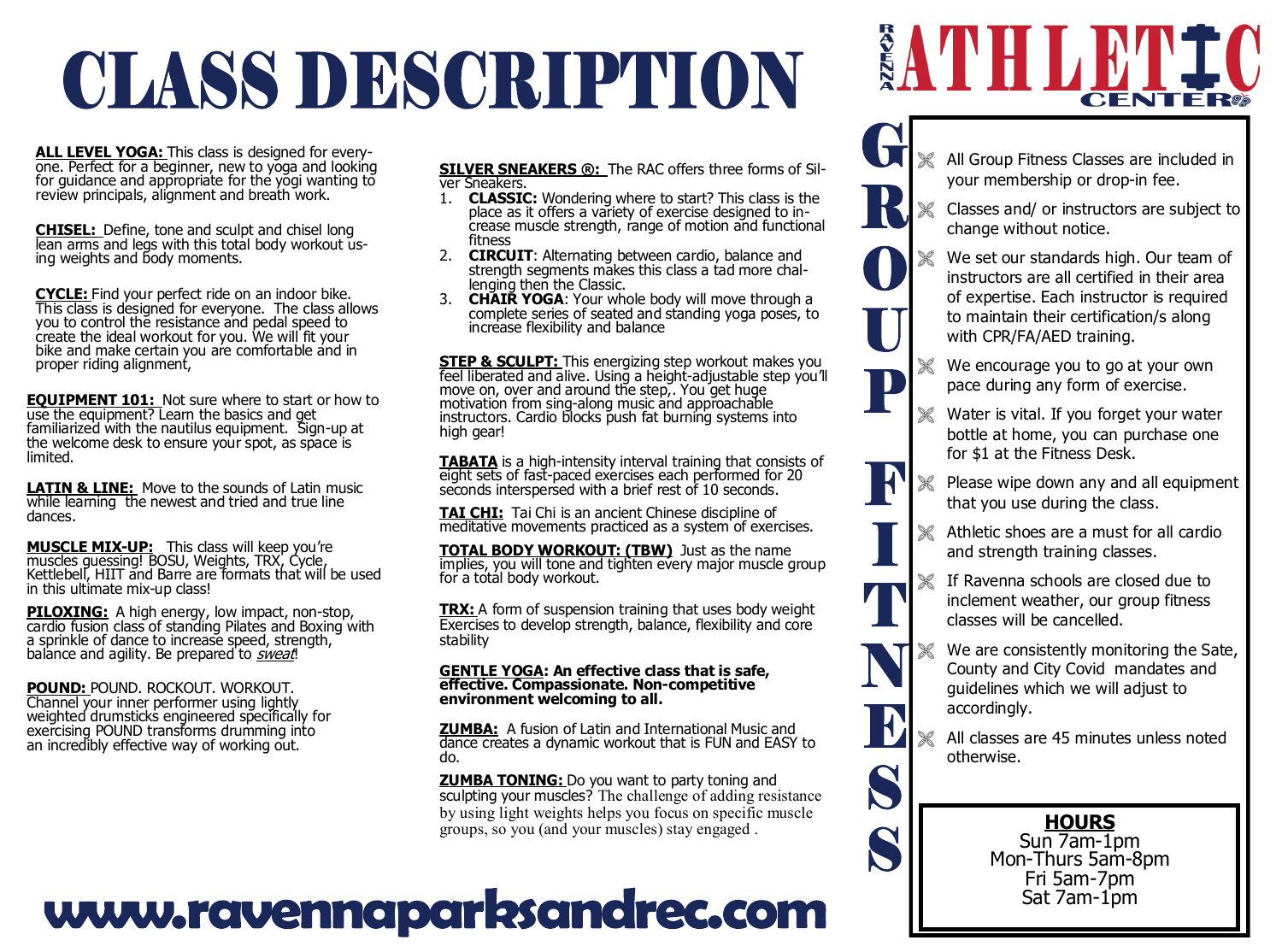# CLASS DESCRIPTION

**ALL LEVEL YOGA:** This class is designed for everyone. Perfect for a beginner, new to yoga and looking for guidance and appropriate for the yogi wanting to review principals, alignment and breath work.

**CHISEL:** Define, tone and sculpt and chisel long lean arms and legs with this total body workout using weights and body moments.

**CYCLE:** Find your perfect ride on an indoor bike. This class is designed for everyone. The class allows you to control the resistance and pedal speed to create the ideal workout for you. We will fit your bike and make certain you are comfortable and in proper riding alignment,

**EQUIPMENT 101:** Not sure where to start or how to use the equipment? Learn the basics and get familiarized with the nautilus equipment. Sign-up at the welcome desk to ensure your spot, as space is limited.

**LATIN & LINE:** Move to the sounds of Latin music while learning the newest and tried and true line dances.

**MUSCLE MIX-UP:** This class will keep you're muscles guessing! BOSU, Weights, TRX, Cycle, Kettlebell, HIIT and Barre are formats that will be used in this ultimate mix-up class!

**PILOXING:** A high energy, low impact, non-stop, cardio fusion class of standing Pilates and Boxing with a sprinkle of dance to increase speed, strength, balance and agility. Be prepared to *sweat*!

**POUND:** POUND. ROCKOUT. WORKOUT. Channel your inner performer using lightly weighted drumsticks engineered specifically for exercising POUND transforms drumming into an incredibly effective way of working out.

**SILVER SNEAKERS ®:** The RAC offers three forms of Silver Sneakers.

1. **CLASSIC:** Wondering where to start? This class is the place as it offers a variety of exercise designed to increase muscle strength, range of motion and functional fitness
2. **CIRCUIT**: Alternating between cardio, balance and strength segments makes this class a tad more challenging then the Classic.
3. **CHAIR YOGA**: Your whole body will move through a complete series of seated and standing yoga poses, to increase flexibility and balance

**STEP & SCULPT:** This energizing step workout makes you feel liberated and alive. Using a height-adjustable step you'll move on, over and around the step,. You get huge motivation from sing-along music and approachable instructors. Cardio blocks push fat burning systems into high gear!

**TABATA** is a high-intensity interval training that consists of eight sets of fast-paced exercises each performed for 20 seconds interspersed with a brief rest of 10 seconds.

**TAI CHI:** Tai Chi is an ancient Chinese discipline of meditative movements practiced as a system of exercises.

**TOTAL BODY WORKOUT: (TBW)** Just as the name implies, you will tone and tighten every major muscle group for a total body workout.

**TRX:** A form of suspension training that uses body weight Exercises to develop strength, balance, flexibility and core stability

**GENTLE YOGA: An effective class that is safe, effective. Compassionate. Non-competitive environment welcoming to all.**

**ZUMBA:** A fusion of Latin and International Music and dance creates a dynamic workout that is FUN and EASY to do.

**ZUMBA TONING:** Do you want to party toning and sculpting your muscles? The challenge of adding resistance by using light weights helps you focus on specific muscle groups, so you (and your muscles) stay engaged .

**www.ravennaparksandrec.com**

# RAVENNA ATHLETIC CENTER

## GROUP FITNESS

- All Group Fitness Classes are included in your membership or drop-in fee.
- Classes and/ or instructors are subject to change without notice.
- We set our standards high. Our team of instructors are all certified in their area of expertise. Each instructor is required to maintain their certification/s along with CPR/FA/AED training.
- We encourage you to go at your own pace during any form of exercise.
- Water is vital. If you forget your water bottle at home, you can purchase one for $1 at the Fitness Desk.
- Please wipe down any and all equipment that you use during the class.
- Athletic shoes are a must for all cardio and strength training classes.
- If Ravenna schools are closed due to inclement weather, our group fitness classes will be cancelled.
- We are consistently monitoring the Sate, County and City Covid mandates and guidelines which we will adjust to accordingly.
- All classes are 45 minutes unless noted otherwise.

**HOURS**

Sun 7am-1pm
Mon-Thurs 5am-8pm
Fri 5am-7pm
Sat 7am-1pm